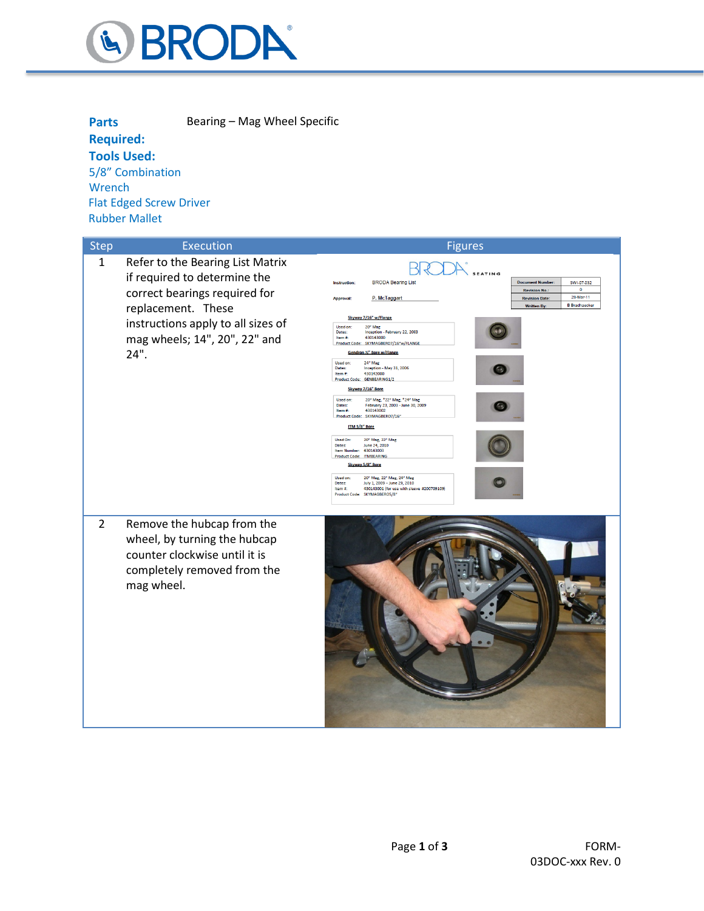**Parts Required:** Bearing – Mag Wheel Specific

**Tools Used:**

5/8" Combination Wrench

Flat Edged Screw Driver

Rubber Mallet

| Step | Execution | Figures |
|---|---|---|
| 1 | Refer to the Bearing List Matrix if required to determine the correct bearings required for replacement. These instructions apply to all sizes of mag wheels; 14", 20", 22" and 24". | |
| 2 | Remove the hubcap from the wheel, by turning the hubcap counter clockwise until it is completely removed from the mag wheel. | |

FORM-03DOC-xxx Rev. 0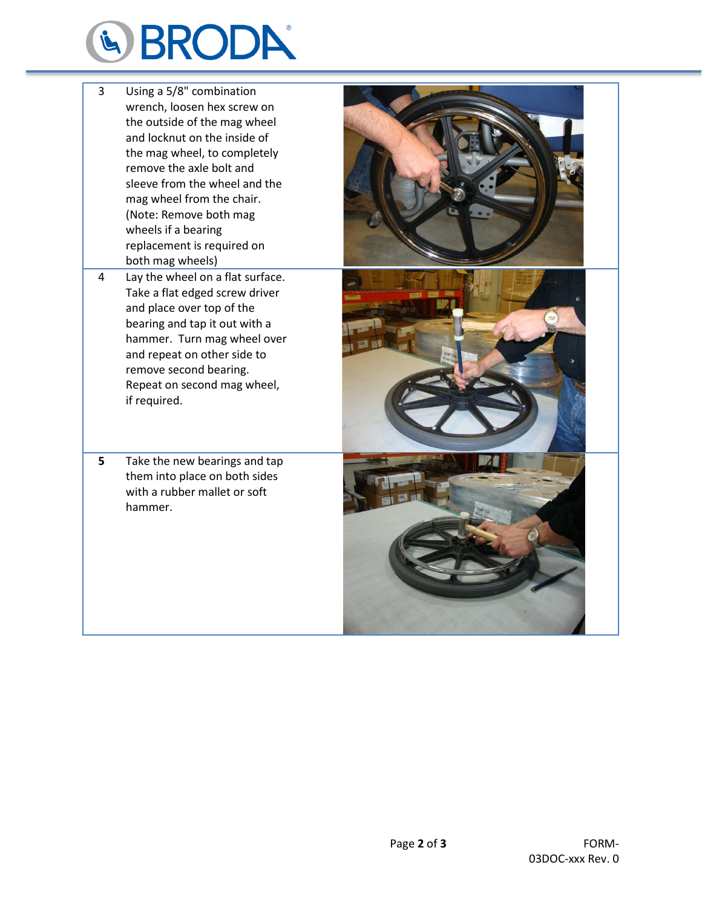| | | |
|---|---|---|
| 3 | Using a 5/8" combination wrench, loosen hex screw on the outside of the mag wheel and locknut on the inside of the mag wheel, to completely remove the axle bolt and sleeve from the wheel and the mag wheel from the chair. (Note: Remove both mag wheels if a bearing replacement is required on both mag wheels) | |
| 4 | Lay the wheel on a flat surface. Take a flat edged screw driver and place over top of the bearing and tap it out with a hammer. Turn mag wheel over and repeat on other side to remove second bearing. Repeat on second mag wheel, if required. | |
| **5** | Take the new bearings and tap them into place on both sides with a rubber mallet or soft hammer. | |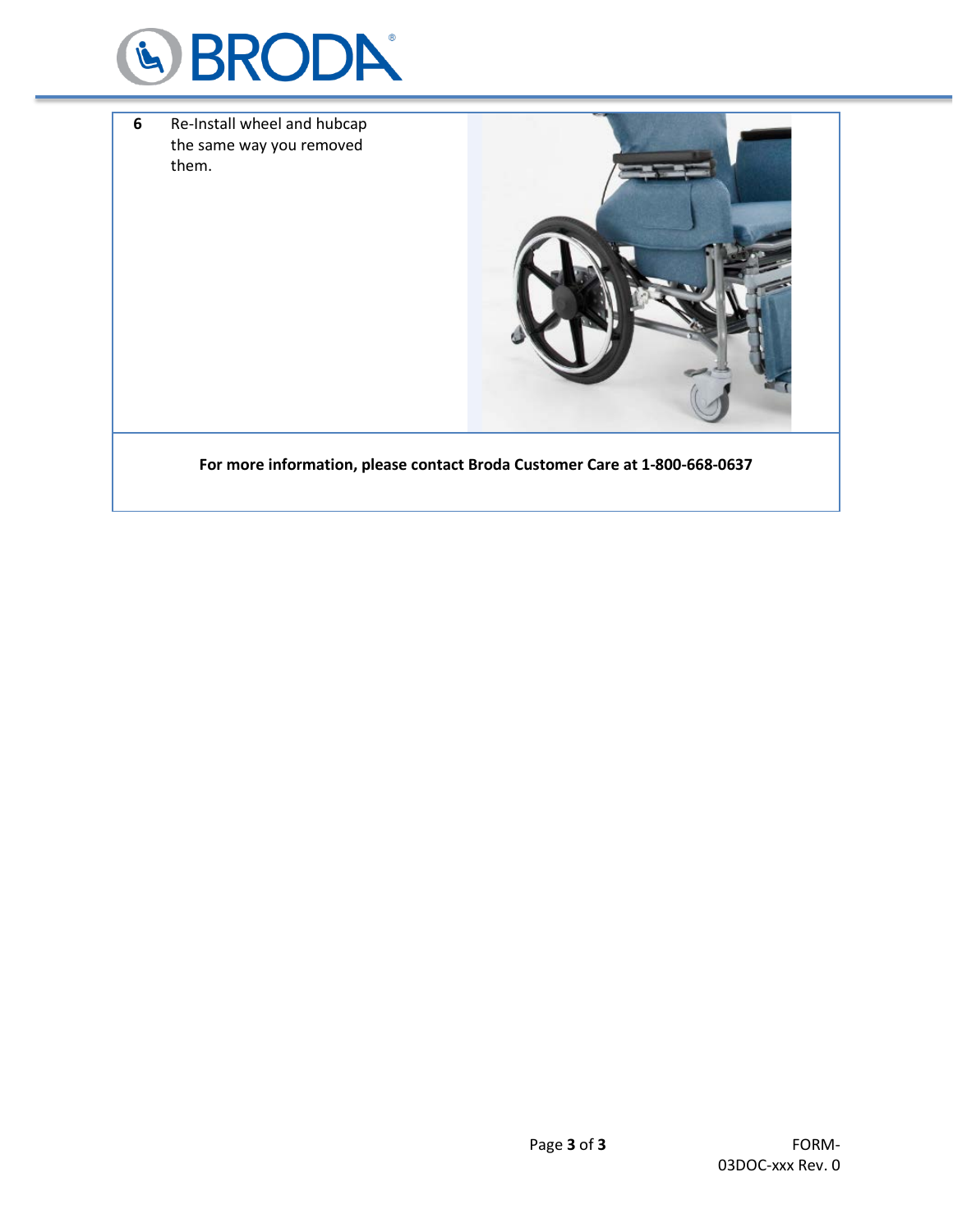| | |
|---|---|
| **6** | Re-Install wheel and hubcap the same way you removed them. |

**For more information, please contact Broda Customer Care at 1-800-668-0637**

FORM-03DOC-xxx Rev. 0